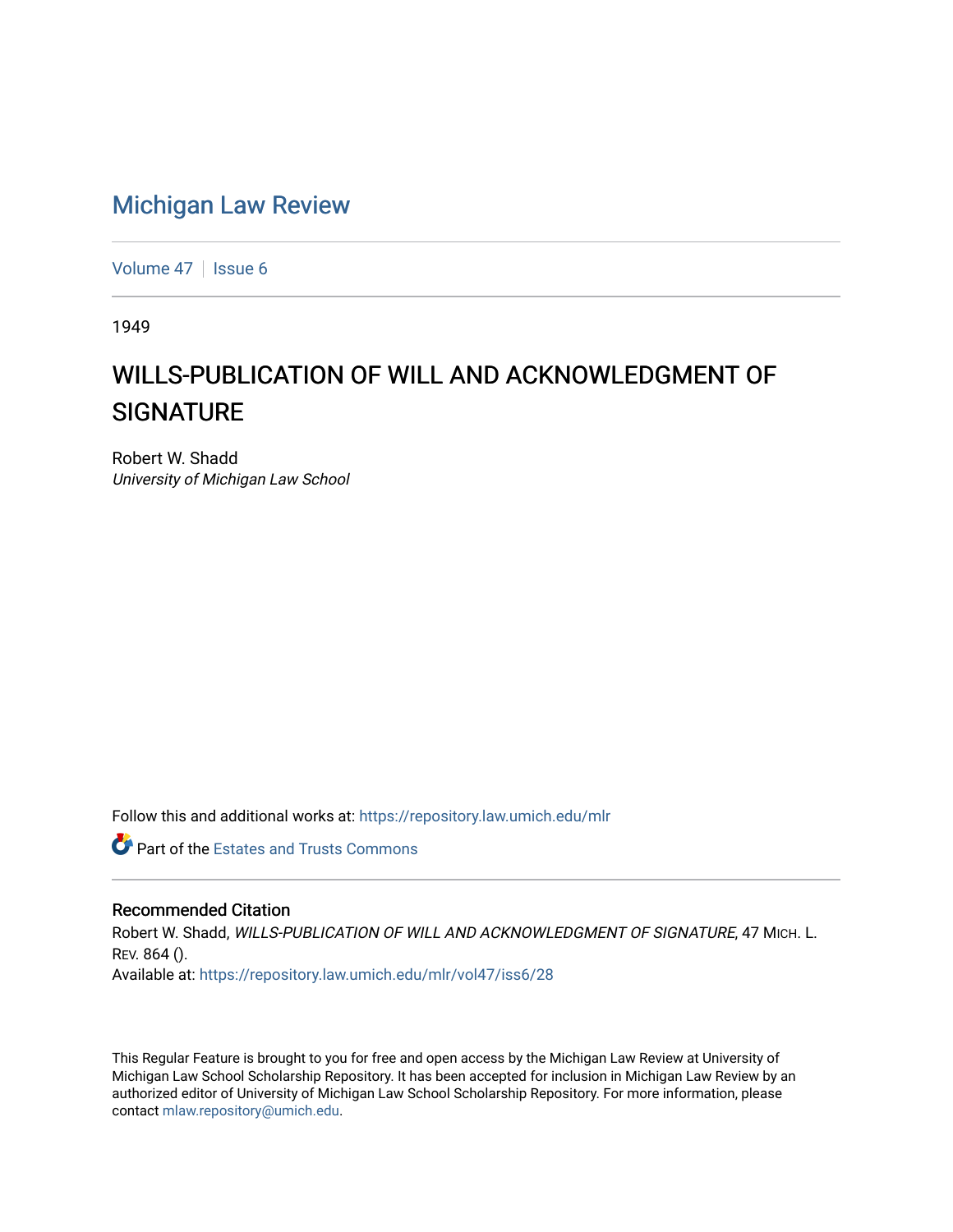# Michigan Law Review

Volume 47 | Issue 6

1949

## WILLS-PUBLICATION OF WILL AND ACKNOWLEDGMENT OF SIGNATURE

Robert W. Shadd
*University of Michigan Law School*

Follow this and additional works at: https://repository.law.umich.edu/mlr

Part of the Estates and Trusts Commons

### Recommended Citation

Robert W. Shadd, *WILLS-PUBLICATION OF WILL AND ACKNOWLEDGMENT OF SIGNATURE*, 47 MICH. L. REV. 864 ().
Available at: https://repository.law.umich.edu/mlr/vol47/iss6/28

This Regular Feature is brought to you for free and open access by the Michigan Law Review at University of Michigan Law School Scholarship Repository. It has been accepted for inclusion in Michigan Law Review by an authorized editor of University of Michigan Law School Scholarship Repository. For more information, please contact mlaw.repository@umich.edu.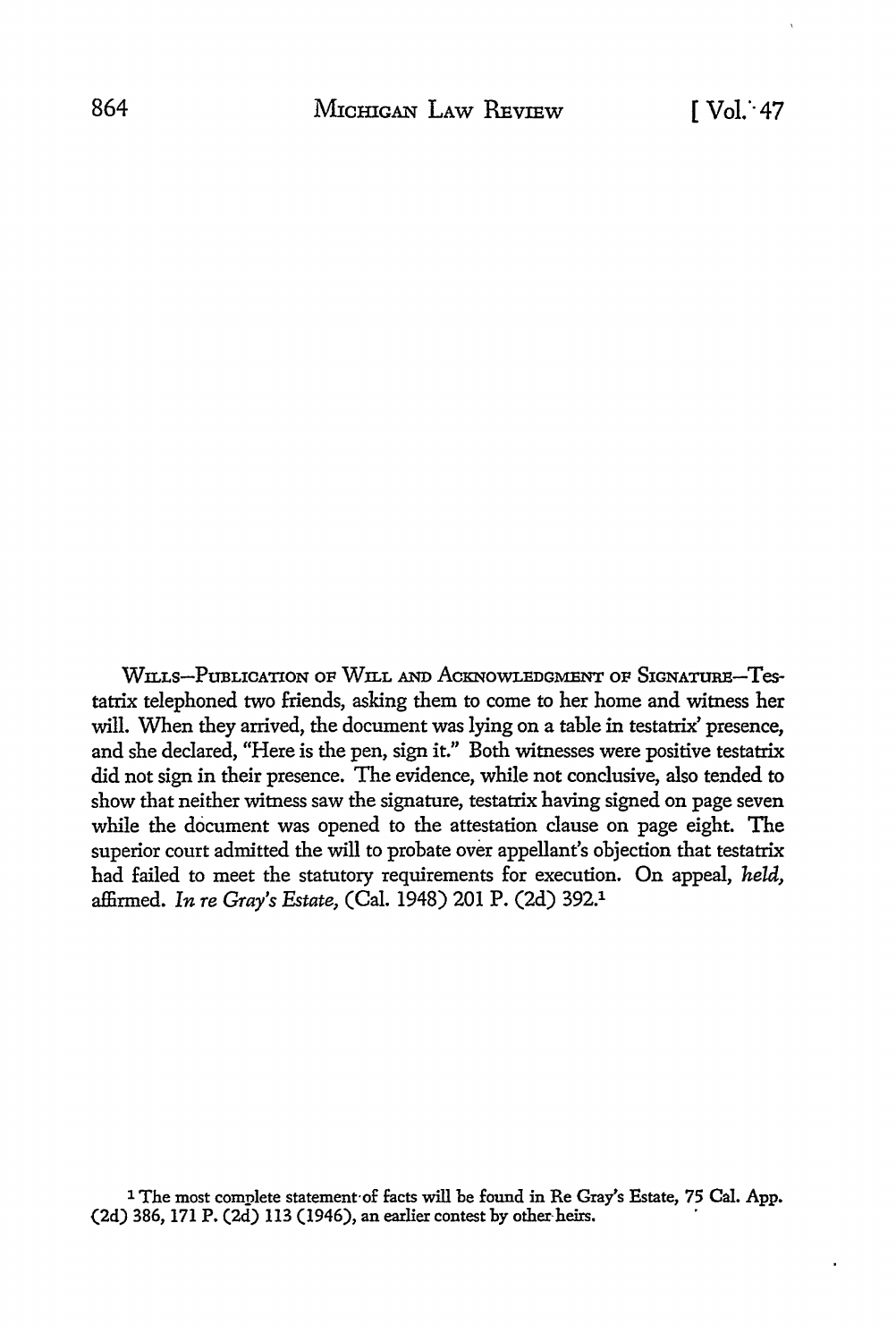WILLS—PUBLICATION OF WILL AND ACKNOWLEDGMENT OF SIGNATURE—Testatrix telephoned two friends, asking them to come to her home and witness her will. When they arrived, the document was lying on a table in testatrix' presence, and she declared, "Here is the pen, sign it." Both witnesses were positive testatrix did not sign in their presence. The evidence, while not conclusive, also tended to show that neither witness saw the signature, testatrix having signed on page seven while the document was opened to the attestation clause on page eight. The superior court admitted the will to probate over appellant's objection that testatrix had failed to meet the statutory requirements for execution. On appeal, *held,* affirmed. *In re Gray's Estate,* (Cal. 1948) 201 P. (2d) 392.[1]

[1] The most complete statement of facts will be found in Re Gray's Estate, 75 Cal. App. (2d) 386, 171 P. (2d) 113 (1946), an earlier contest by other heirs.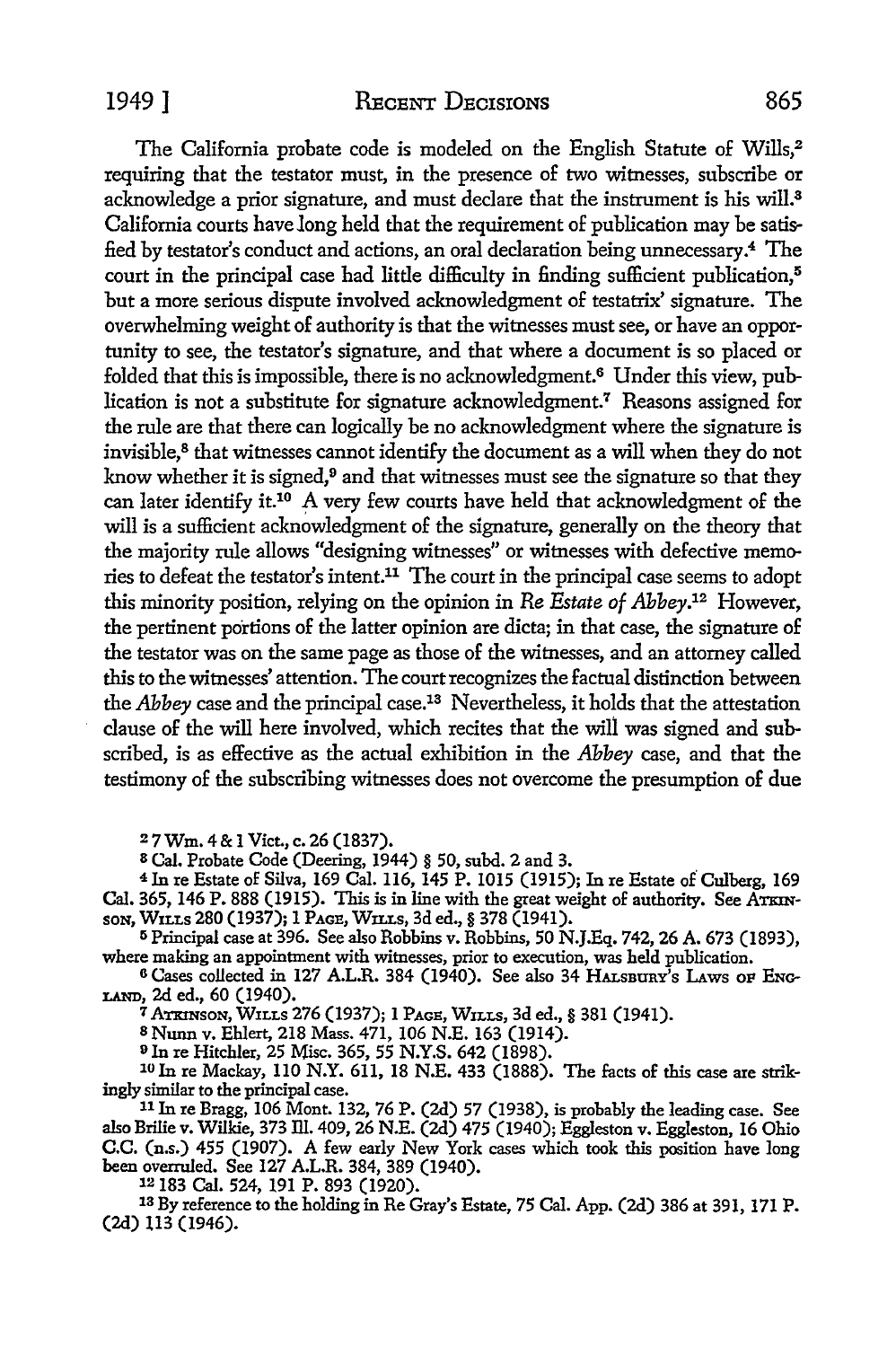The California probate code is modeled on the English Statute of Wills,[2] requiring that the testator must, in the presence of two witnesses, subscribe or acknowledge a prior signature, and must declare that the instrument is his will.[3] California courts have long held that the requirement of publication may be satisfied by testator's conduct and actions, an oral declaration being unnecessary.[4] The court in the principal case had little difficulty in finding sufficient publication,[5] but a more serious dispute involved acknowledgment of testatrix' signature. The overwhelming weight of authority is that the witnesses must see, or have an opportunity to see, the testator's signature, and that where a document is so placed or folded that this is impossible, there is no acknowledgment.[6] Under this view, publication is not a substitute for signature acknowledgment.[7] Reasons assigned for the rule are that there can logically be no acknowledgment where the signature is invisible,[8] that witnesses cannot identify the document as a will when they do not know whether it is signed,[9] and that witnesses must see the signature so that they can later identify it.[10] A very few courts have held that acknowledgment of the will is a sufficient acknowledgment of the signature, generally on the theory that the majority rule allows "designing witnesses" or witnesses with defective memories to defeat the testator's intent.[11] The court in the principal case seems to adopt this minority position, relying on the opinion in *Re Estate of Abbey*.[12] However, the pertinent portions of the latter opinion are dicta; in that case, the signature of the testator was on the same page as those of the witnesses, and an attorney called this to the witnesses' attention. The court recognizes the factual distinction between the *Abbey* case and the principal case.[13] Nevertheless, it holds that the attestation clause of the will here involved, which recites that the will was signed and subscribed, is as effective as the actual exhibition in the *Abbey* case, and that the testimony of the subscribing witnesses does not overcome the presumption of due

---

[2] 7 Wm. 4 & 1 Vict., c. 26 (1837).

[3] Cal. Probate Code (Deering, 1944) § 50, subd. 2 and 3.

[4] In re Estate of Silva, 169 Cal. 116, 145 P. 1015 (1915); In re Estate of Culberg, 169 Cal. 365, 146 P. 888 (1915). This is in line with the great weight of authority. See ATKINSON, WILLS 280 (1937); 1 PAGE, WILLS, 3d ed., § 378 (1941).

[5] Principal case at 396. See also Robbins v. Robbins, 50 N.J.Eq. 742, 26 A. 673 (1893), where making an appointment with witnesses, prior to execution, was held publication.

[6] Cases collected in 127 A.L.R. 384 (1940). See also 34 HALSBURY'S LAWS OF ENGLAND, 2d ed., 60 (1940).

[7] ATKINSON, WILLS 276 (1937); 1 PAGE, WILLS, 3d ed., § 381 (1941).

[8] Nunn v. Ehlert, 218 Mass. 471, 106 N.E. 163 (1914).

[9] In re Hitchler, 25 Misc. 365, 55 N.Y.S. 642 (1898).

[10] In re Mackay, 110 N.Y. 611, 18 N.E. 433 (1888). The facts of this case are strikingly similar to the principal case.

[11] In re Bragg, 106 Mont. 132, 76 P. (2d) 57 (1938), is probably the leading case. See also Brilie v. Wilkie, 373 Ill. 409, 26 N.E. (2d) 475 (1940); Eggleston v. Eggleston, 16 Ohio C.C. (n.s.) 455 (1907). A few early New York cases which took this position have long been overruled. See 127 A.L.R. 384, 389 (1940).

[12] 183 Cal. 524, 191 P. 893 (1920).

[13] By reference to the holding in Re Gray's Estate, 75 Cal. App. (2d) 386 at 391, 171 P. (2d) 113 (1946).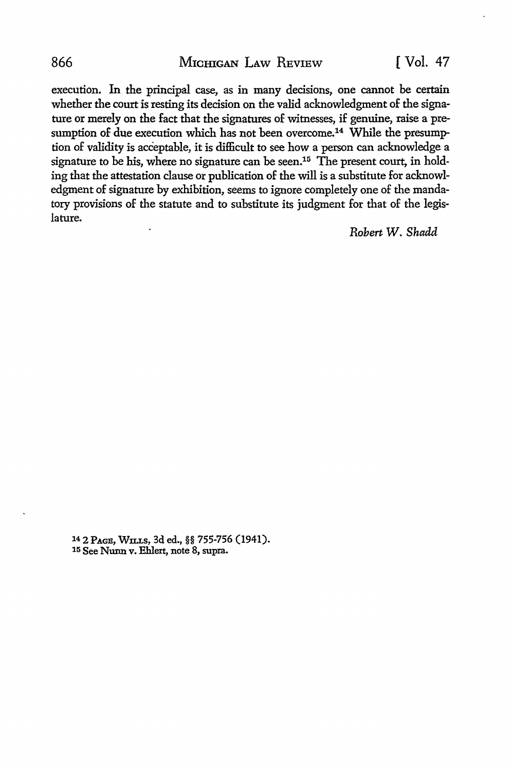execution. In the principal case, as in many decisions, one cannot be certain whether the court is resting its decision on the valid acknowledgment of the signature or merely on the fact that the signatures of witnesses, if genuine, raise a presumption of due execution which has not been overcome.[14] While the presumption of validity is acceptable, it is difficult to see how a person can acknowledge a signature to be his, where no signature can be seen.[15] The present court, in holding that the attestation clause or publication of the will is a substitute for acknowledgment of signature by exhibition, seems to ignore completely one of the mandatory provisions of the statute and to substitute its judgment for that of the legislature.

*Robert W. Shadd*

[14] 2 PAGE, WILLS, 3d ed., §§ 755-756 (1941).

[15] See Nunn v. Ehlert, note 8, supra.